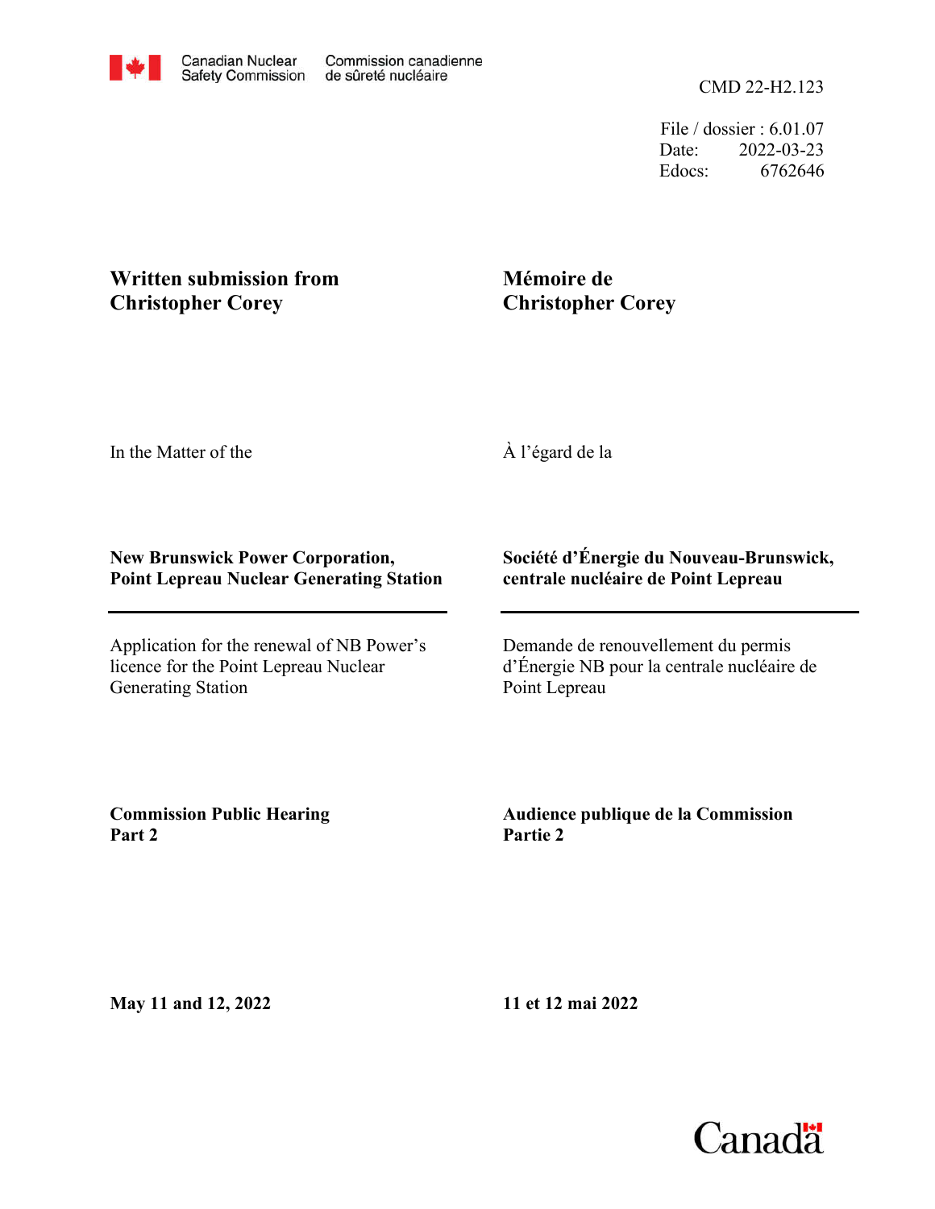Canadian Nuclear Safety Commission / Commission canadienne de sûreté nucléaire

CMD 22-H2.123

File / dossier : 6.01.07
Date: 2022-03-23
Edocs: 6762646

**Written submission from Christopher Corey**

**Mémoire de Christopher Corey**

In the Matter of the

À l'égard de la

**New Brunswick Power Corporation, Point Lepreau Nuclear Generating Station**

**Société d'Énergie du Nouveau-Brunswick, centrale nucléaire de Point Lepreau**

Application for the renewal of NB Power's licence for the Point Lepreau Nuclear Generating Station

Demande de renouvellement du permis d'Énergie NB pour la centrale nucléaire de Point Lepreau

**Commission Public Hearing Part 2**

**Audience publique de la Commission Partie 2**

**May 11 and 12, 2022**

**11 et 12 mai 2022**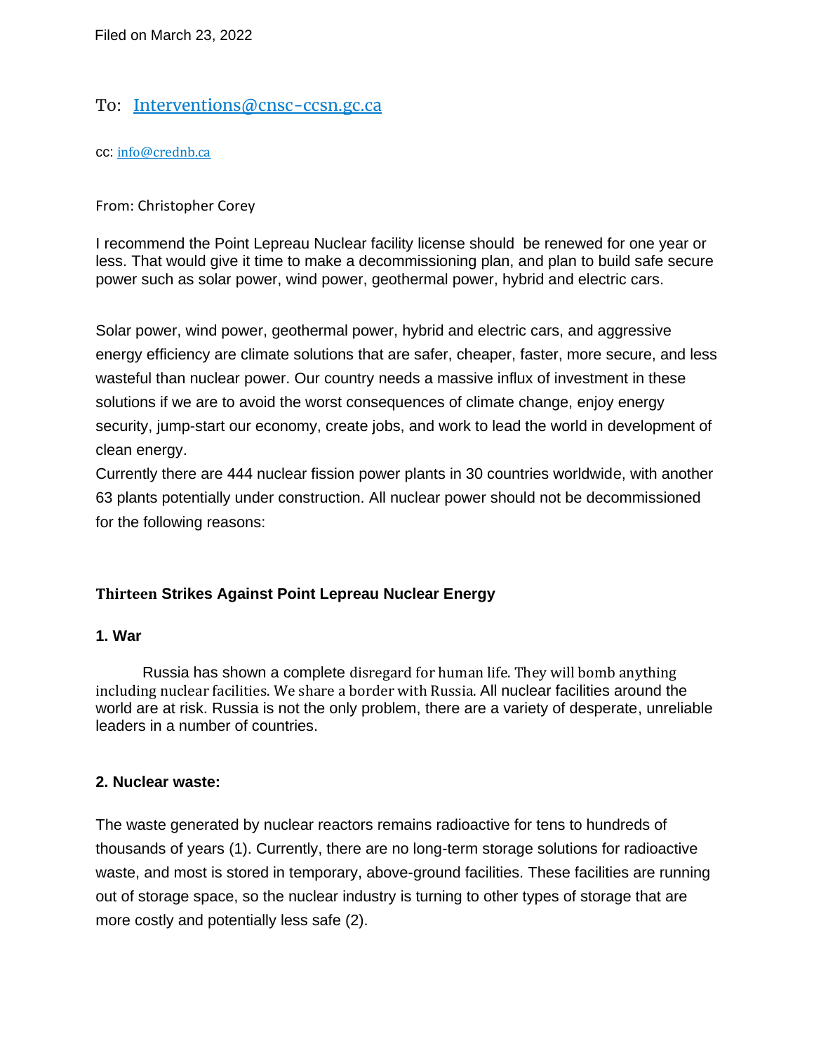Filed on March 23, 2022

To: Interventions@cnsc-ccsn.gc.ca

cc: info@crednb.ca

From: Christopher Corey

I recommend the Point Lepreau Nuclear facility license should  be renewed for one year or less. That would give it time to make a decommissioning plan, and plan to build safe secure power such as solar power, wind power, geothermal power, hybrid and electric cars.

Solar power, wind power, geothermal power, hybrid and electric cars, and aggressive energy efficiency are climate solutions that are safer, cheaper, faster, more secure, and less wasteful than nuclear power. Our country needs a massive influx of investment in these solutions if we are to avoid the worst consequences of climate change, enjoy energy security, jump-start our economy, create jobs, and work to lead the world in development of clean energy.

Currently there are 444 nuclear fission power plants in 30 countries worldwide, with another 63 plants potentially under construction. All nuclear power should not be decommissioned for the following reasons:

### Thirteen Strikes Against Point Lepreau Nuclear Energy

#### 1. War

Russia has shown a complete disregard for human life. They will bomb anything including nuclear facilities. We share a border with Russia. All nuclear facilities around the world are at risk. Russia is not the only problem, there are a variety of desperate, unreliable leaders in a number of countries.

#### 2. Nuclear waste:

The waste generated by nuclear reactors remains radioactive for tens to hundreds of thousands of years (1). Currently, there are no long-term storage solutions for radioactive waste, and most is stored in temporary, above-ground facilities. These facilities are running out of storage space, so the nuclear industry is turning to other types of storage that are more costly and potentially less safe (2).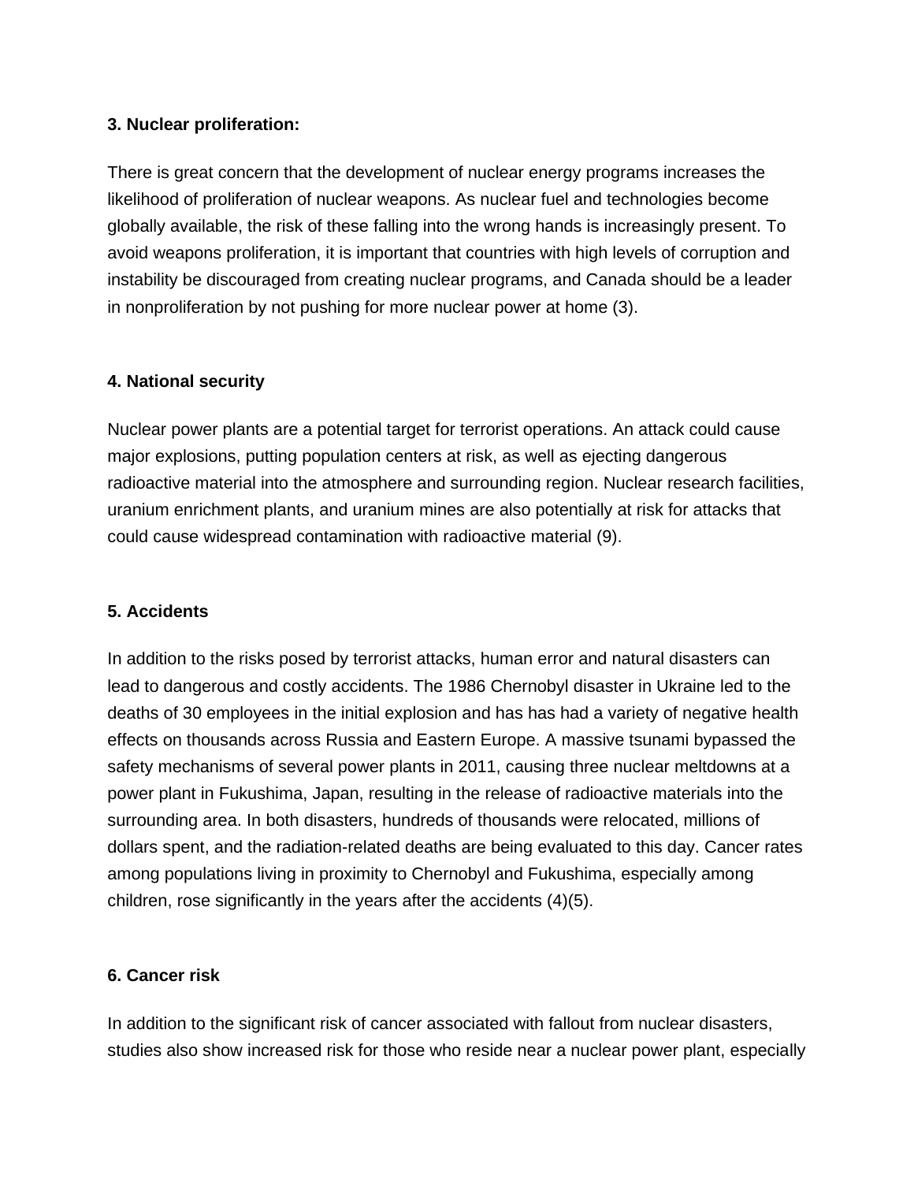**3. Nuclear proliferation:**

There is great concern that the development of nuclear energy programs increases the likelihood of proliferation of nuclear weapons. As nuclear fuel and technologies become globally available, the risk of these falling into the wrong hands is increasingly present. To avoid weapons proliferation, it is important that countries with high levels of corruption and instability be discouraged from creating nuclear programs, and Canada should be a leader in nonproliferation by not pushing for more nuclear power at home (3).

**4. National security**

Nuclear power plants are a potential target for terrorist operations. An attack could cause major explosions, putting population centers at risk, as well as ejecting dangerous radioactive material into the atmosphere and surrounding region. Nuclear research facilities, uranium enrichment plants, and uranium mines are also potentially at risk for attacks that could cause widespread contamination with radioactive material (9).

**5. Accidents**

In addition to the risks posed by terrorist attacks, human error and natural disasters can lead to dangerous and costly accidents. The 1986 Chernobyl disaster in Ukraine led to the deaths of 30 employees in the initial explosion and has has had a variety of negative health effects on thousands across Russia and Eastern Europe. A massive tsunami bypassed the safety mechanisms of several power plants in 2011, causing three nuclear meltdowns at a power plant in Fukushima, Japan, resulting in the release of radioactive materials into the surrounding area. In both disasters, hundreds of thousands were relocated, millions of dollars spent, and the radiation-related deaths are being evaluated to this day. Cancer rates among populations living in proximity to Chernobyl and Fukushima, especially among children, rose significantly in the years after the accidents (4)(5).

**6. Cancer risk**

In addition to the significant risk of cancer associated with fallout from nuclear disasters, studies also show increased risk for those who reside near a nuclear power plant, especially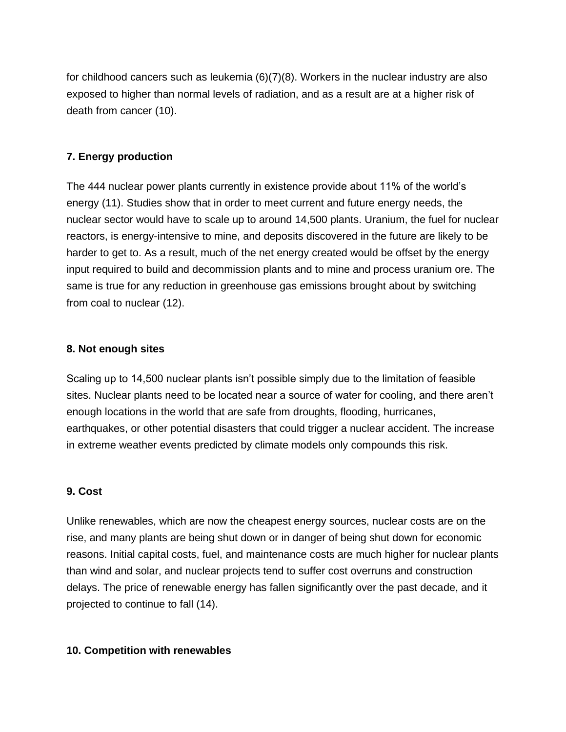for childhood cancers such as leukemia (6)(7)(8). Workers in the nuclear industry are also exposed to higher than normal levels of radiation, and as a result are at a higher risk of death from cancer (10).

**7. Energy production**

The 444 nuclear power plants currently in existence provide about 11% of the world's energy (11). Studies show that in order to meet current and future energy needs, the nuclear sector would have to scale up to around 14,500 plants. Uranium, the fuel for nuclear reactors, is energy-intensive to mine, and deposits discovered in the future are likely to be harder to get to. As a result, much of the net energy created would be offset by the energy input required to build and decommission plants and to mine and process uranium ore. The same is true for any reduction in greenhouse gas emissions brought about by switching from coal to nuclear (12).

**8. Not enough sites**

Scaling up to 14,500 nuclear plants isn't possible simply due to the limitation of feasible sites. Nuclear plants need to be located near a source of water for cooling, and there aren't enough locations in the world that are safe from droughts, flooding, hurricanes, earthquakes, or other potential disasters that could trigger a nuclear accident. The increase in extreme weather events predicted by climate models only compounds this risk.

**9. Cost**

Unlike renewables, which are now the cheapest energy sources, nuclear costs are on the rise, and many plants are being shut down or in danger of being shut down for economic reasons. Initial capital costs, fuel, and maintenance costs are much higher for nuclear plants than wind and solar, and nuclear projects tend to suffer cost overruns and construction delays. The price of renewable energy has fallen significantly over the past decade, and it projected to continue to fall (14).

**10. Competition with renewables**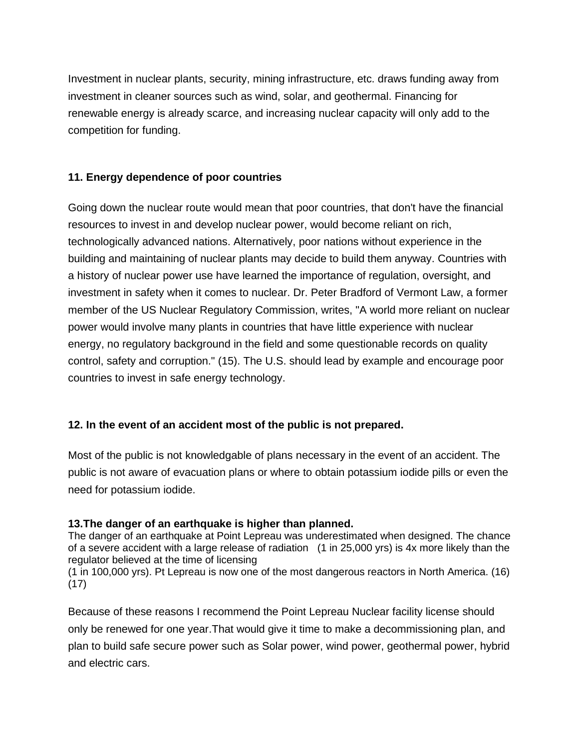Investment in nuclear plants, security, mining infrastructure, etc. draws funding away from investment in cleaner sources such as wind, solar, and geothermal. Financing for renewable energy is already scarce, and increasing nuclear capacity will only add to the competition for funding.

**11. Energy dependence of poor countries**

Going down the nuclear route would mean that poor countries, that don't have the financial resources to invest in and develop nuclear power, would become reliant on rich, technologically advanced nations. Alternatively, poor nations without experience in the building and maintaining of nuclear plants may decide to build them anyway. Countries with a history of nuclear power use have learned the importance of regulation, oversight, and investment in safety when it comes to nuclear. Dr. Peter Bradford of Vermont Law, a former member of the US Nuclear Regulatory Commission, writes, "A world more reliant on nuclear power would involve many plants in countries that have little experience with nuclear energy, no regulatory background in the field and some questionable records on quality control, safety and corruption." (15). The U.S. should lead by example and encourage poor countries to invest in safe energy technology.

**12. In the event of an accident most of the public is not prepared.**

Most of the public is not knowledgable of plans necessary in the event of an accident. The public is not aware of evacuation plans or where to obtain potassium iodide pills or even the need for potassium iodide.

**13.The danger of an earthquake is higher than planned.**

The danger of an earthquake at Point Lepreau was underestimated when designed. The chance of a severe accident with a large release of radiation (1 in 25,000 yrs) is 4x more likely than the regulator believed at the time of licensing
(1 in 100,000 yrs). Pt Lepreau is now one of the most dangerous reactors in North America. (16) (17)

Because of these reasons I recommend the Point Lepreau Nuclear facility license should only be renewed for one year.That would give it time to make a decommissioning plan, and plan to build safe secure power such as Solar power, wind power, geothermal power, hybrid and electric cars.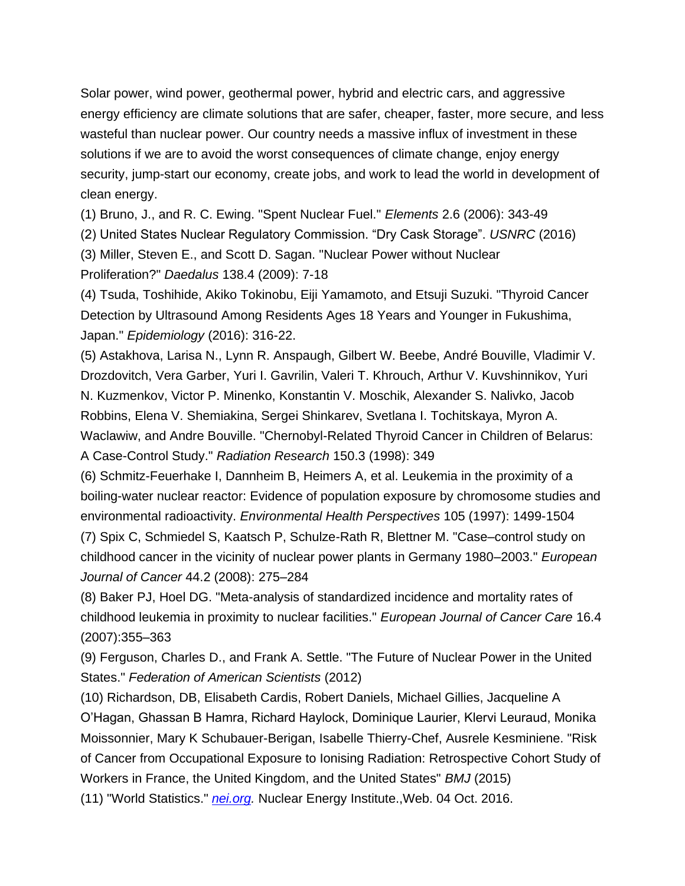Solar power, wind power, geothermal power, hybrid and electric cars, and aggressive energy efficiency are climate solutions that are safer, cheaper, faster, more secure, and less wasteful than nuclear power. Our country needs a massive influx of investment in these solutions if we are to avoid the worst consequences of climate change, enjoy energy security, jump-start our economy, create jobs, and work to lead the world in development of clean energy.

(1) Bruno, J., and R. C. Ewing. "Spent Nuclear Fuel." *Elements* 2.6 (2006): 343-49

(2) United States Nuclear Regulatory Commission. "Dry Cask Storage". *USNRC* (2016)

(3) Miller, Steven E., and Scott D. Sagan. "Nuclear Power without Nuclear Proliferation?" *Daedalus* 138.4 (2009): 7-18

(4) Tsuda, Toshihide, Akiko Tokinobu, Eiji Yamamoto, and Etsuji Suzuki. "Thyroid Cancer Detection by Ultrasound Among Residents Ages 18 Years and Younger in Fukushima, Japan." *Epidemiology* (2016): 316-22.

(5) Astakhova, Larisa N., Lynn R. Anspaugh, Gilbert W. Beebe, André Bouville, Vladimir V. Drozdovitch, Vera Garber, Yuri I. Gavrilin, Valeri T. Khrouch, Arthur V. Kuvshinnikov, Yuri N. Kuzmenkov, Victor P. Minenko, Konstantin V. Moschik, Alexander S. Nalivko, Jacob Robbins, Elena V. Shemiakina, Sergei Shinkarev, Svetlana I. Tochitskaya, Myron A. Waclawiw, and Andre Bouville. "Chernobyl-Related Thyroid Cancer in Children of Belarus: A Case-Control Study." *Radiation Research* 150.3 (1998): 349

(6) Schmitz-Feuerhake I, Dannheim B, Heimers A, et al. Leukemia in the proximity of a boiling-water nuclear reactor: Evidence of population exposure by chromosome studies and environmental radioactivity. *Environmental Health Perspectives* 105 (1997): 1499-1504

(7) Spix C, Schmiedel S, Kaatsch P, Schulze-Rath R, Blettner M. "Case–control study on childhood cancer in the vicinity of nuclear power plants in Germany 1980–2003." *European Journal of Cancer* 44.2 (2008): 275–284

(8) Baker PJ, Hoel DG. "Meta-analysis of standardized incidence and mortality rates of childhood leukemia in proximity to nuclear facilities." *European Journal of Cancer Care* 16.4 (2007):355–363

(9) Ferguson, Charles D., and Frank A. Settle. "The Future of Nuclear Power in the United States." *Federation of American Scientists* (2012)

(10) Richardson, DB, Elisabeth Cardis, Robert Daniels, Michael Gillies, Jacqueline A O'Hagan, Ghassan B Hamra, Richard Haylock, Dominique Laurier, Klervi Leuraud, Monika Moissonnier, Mary K Schubauer-Berigan, Isabelle Thierry-Chef, Ausrele Kesminiene. "Risk of Cancer from Occupational Exposure to Ionising Radiation: Retrospective Cohort Study of Workers in France, the United Kingdom, and the United States" *BMJ* (2015)

(11) "World Statistics." *nei.org.* Nuclear Energy Institute.,Web. 04 Oct. 2016.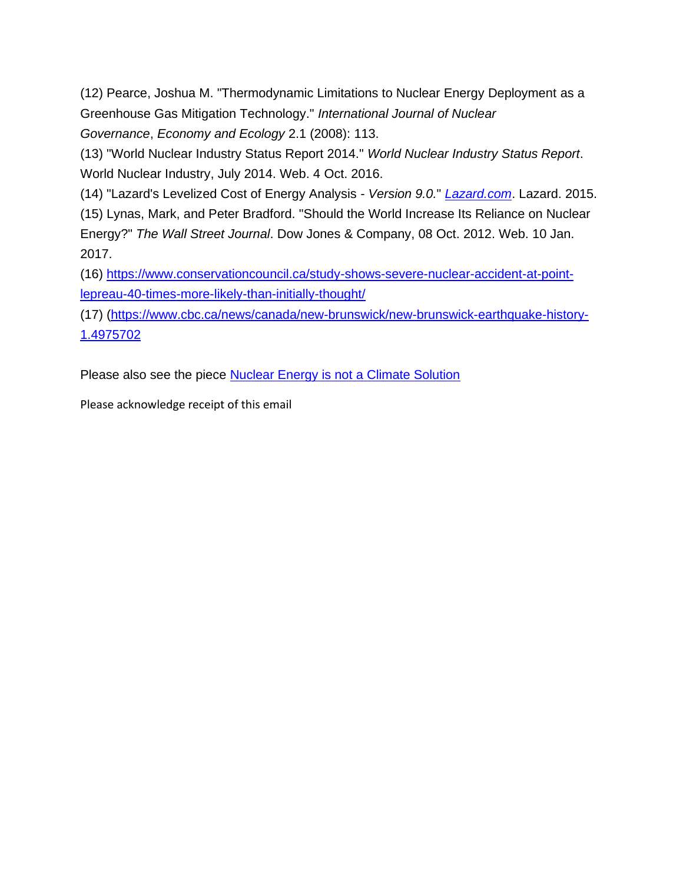(12) Pearce, Joshua M. "Thermodynamic Limitations to Nuclear Energy Deployment as a Greenhouse Gas Mitigation Technology." *International Journal of Nuclear Governance*, *Economy and Ecology* 2.1 (2008): 113.

(13) "World Nuclear Industry Status Report 2014." *World Nuclear Industry Status Report*. World Nuclear Industry, July 2014. Web. 4 Oct. 2016.

(14) "Lazard's Levelized Cost of Energy Analysis - *Version 9.0.*" *Lazard.com*. Lazard. 2015.

(15) Lynas, Mark, and Peter Bradford. "Should the World Increase Its Reliance on Nuclear Energy?" *The Wall Street Journal*. Dow Jones & Company, 08 Oct. 2012. Web. 10 Jan. 2017.

(16) https://www.conservationcouncil.ca/study-shows-severe-nuclear-accident-at-point-lepreau-40-times-more-likely-than-initially-thought/

(17) (https://www.cbc.ca/news/canada/new-brunswick/new-brunswick-earthquake-history-1.4975702

Please also see the piece Nuclear Energy is not a Climate Solution

Please acknowledge receipt of this email